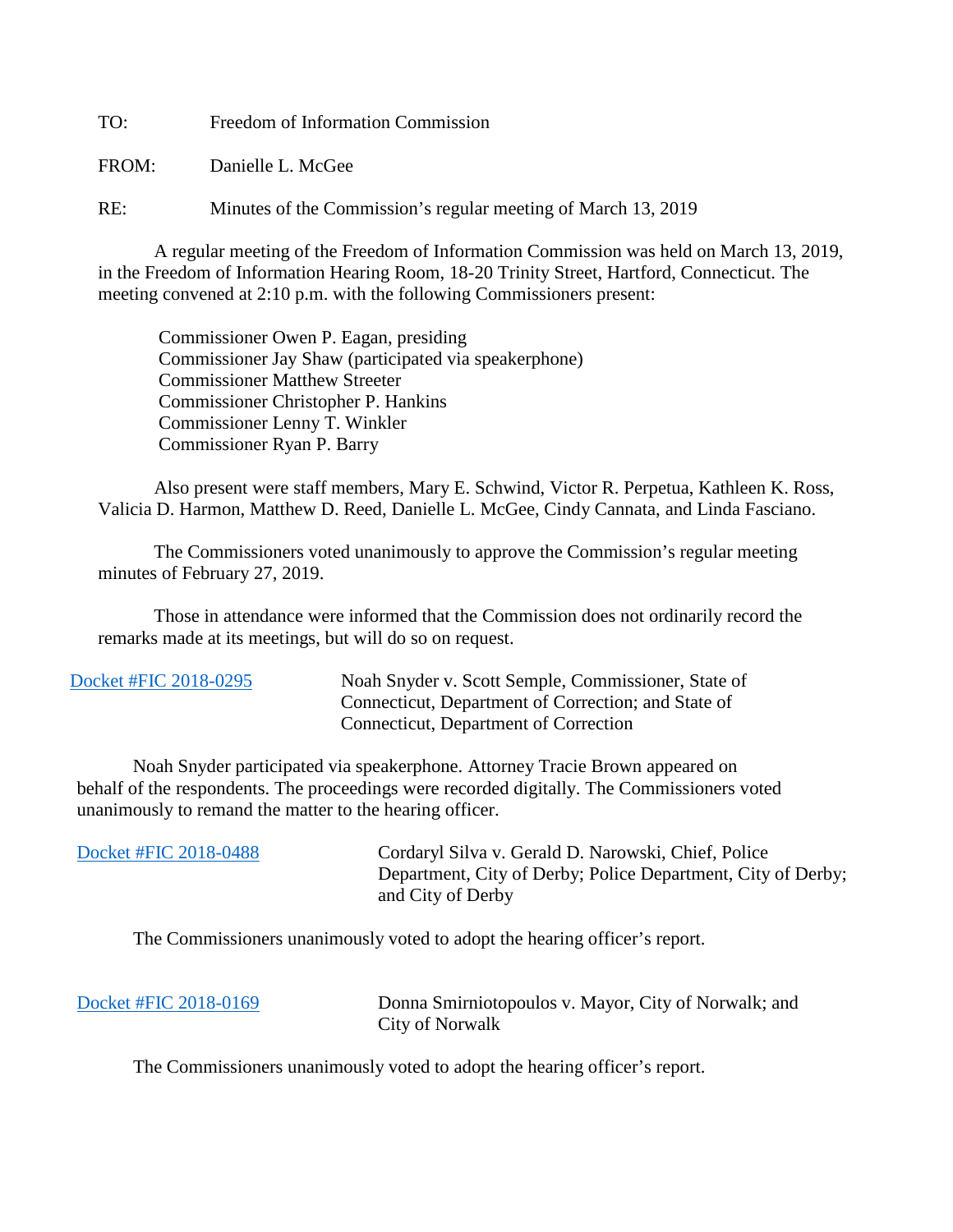TO: Freedom of Information Commission

FROM: Danielle L. McGee

RE: Minutes of the Commission's regular meeting of March 13, 2019

A regular meeting of the Freedom of Information Commission was held on March 13, 2019, in the Freedom of Information Hearing Room, 18-20 Trinity Street, Hartford, Connecticut. The meeting convened at 2:10 p.m. with the following Commissioners present:

Commissioner Owen P. Eagan, presiding
Commissioner Jay Shaw (participated via speakerphone)
Commissioner Matthew Streeter
Commissioner Christopher P. Hankins
Commissioner Lenny T. Winkler
Commissioner Ryan P. Barry

Also present were staff members, Mary E. Schwind, Victor R. Perpetua, Kathleen K. Ross, Valicia D. Harmon, Matthew D. Reed, Danielle L. McGee, Cindy Cannata, and Linda Fasciano.

The Commissioners voted unanimously to approve the Commission's regular meeting minutes of February 27, 2019.

Those in attendance were informed that the Commission does not ordinarily record the remarks made at its meetings, but will do so on request.

Docket #FIC 2018-0295 — Noah Snyder v. Scott Semple, Commissioner, State of Connecticut, Department of Correction; and State of Connecticut, Department of Correction

Noah Snyder participated via speakerphone. Attorney Tracie Brown appeared on behalf of the respondents. The proceedings were recorded digitally. The Commissioners voted unanimously to remand the matter to the hearing officer.

Docket #FIC 2018-0488 — Cordaryl Silva v. Gerald D. Narowski, Chief, Police Department, City of Derby; Police Department, City of Derby; and City of Derby

The Commissioners unanimously voted to adopt the hearing officer's report.

Docket #FIC 2018-0169 — Donna Smirniotopoulos v. Mayor, City of Norwalk; and City of Norwalk

The Commissioners unanimously voted to adopt the hearing officer's report.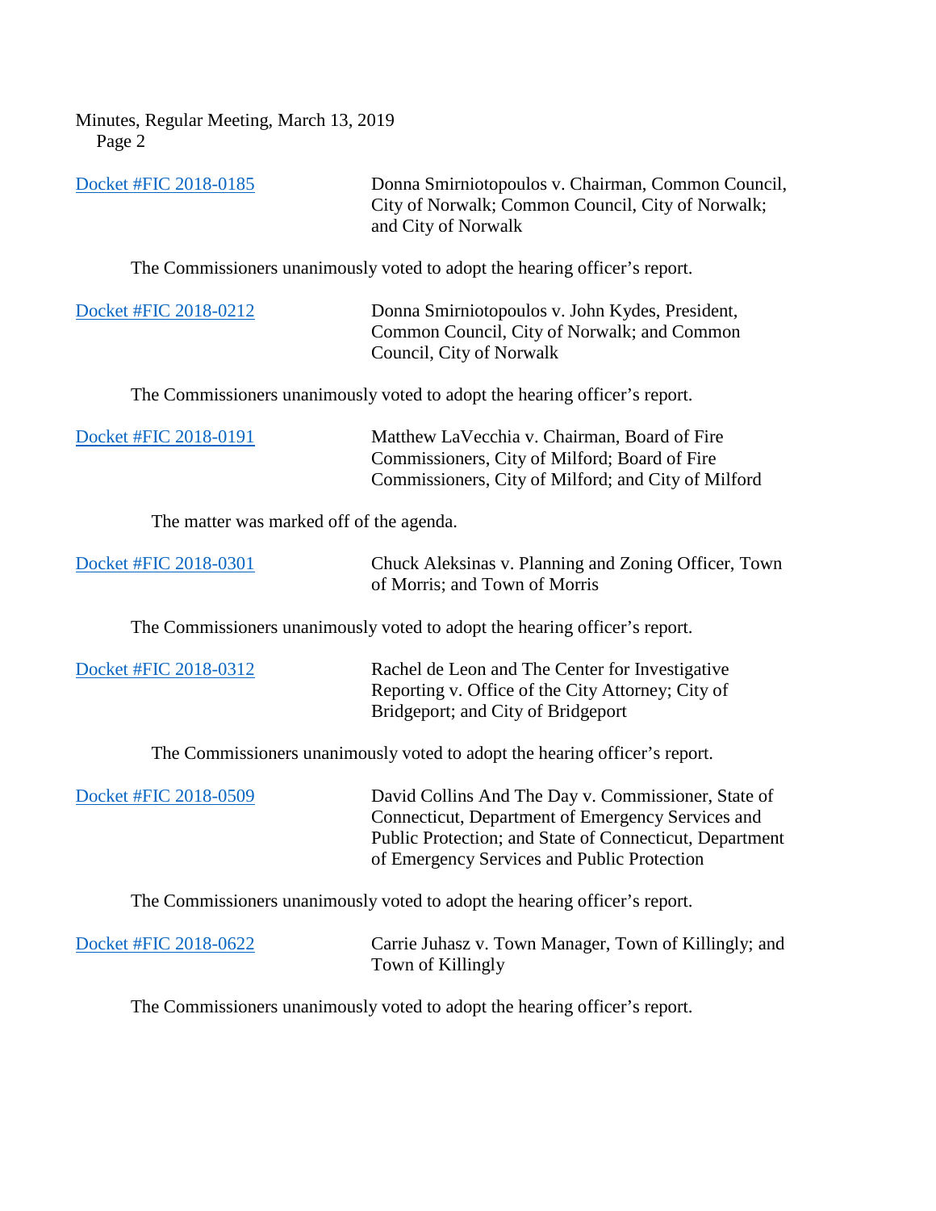[Docket #FIC 2018-0185] Donna Smirniotopoulos v. Chairman, Common Council, City of Norwalk; Common Council, City of Norwalk; and City of Norwalk

The Commissioners unanimously voted to adopt the hearing officer's report.

[Docket #FIC 2018-0212] Donna Smirniotopoulos v. John Kydes, President, Common Council, City of Norwalk; and Common Council, City of Norwalk

The Commissioners unanimously voted to adopt the hearing officer's report.

[Docket #FIC 2018-0191] Matthew LaVecchia v. Chairman, Board of Fire Commissioners, City of Milford; Board of Fire Commissioners, City of Milford; and City of Milford

The matter was marked off of the agenda.

[Docket #FIC 2018-0301] Chuck Aleksinas v. Planning and Zoning Officer, Town of Morris; and Town of Morris

The Commissioners unanimously voted to adopt the hearing officer's report.

[Docket #FIC 2018-0312] Rachel de Leon and The Center for Investigative Reporting v. Office of the City Attorney; City of Bridgeport; and City of Bridgeport

The Commissioners unanimously voted to adopt the hearing officer's report.

[Docket #FIC 2018-0509] David Collins And The Day v. Commissioner, State of Connecticut, Department of Emergency Services and Public Protection; and State of Connecticut, Department of Emergency Services and Public Protection

The Commissioners unanimously voted to adopt the hearing officer's report.

[Docket #FIC 2018-0622] Carrie Juhasz v. Town Manager, Town of Killingly; and Town of Killingly

The Commissioners unanimously voted to adopt the hearing officer's report.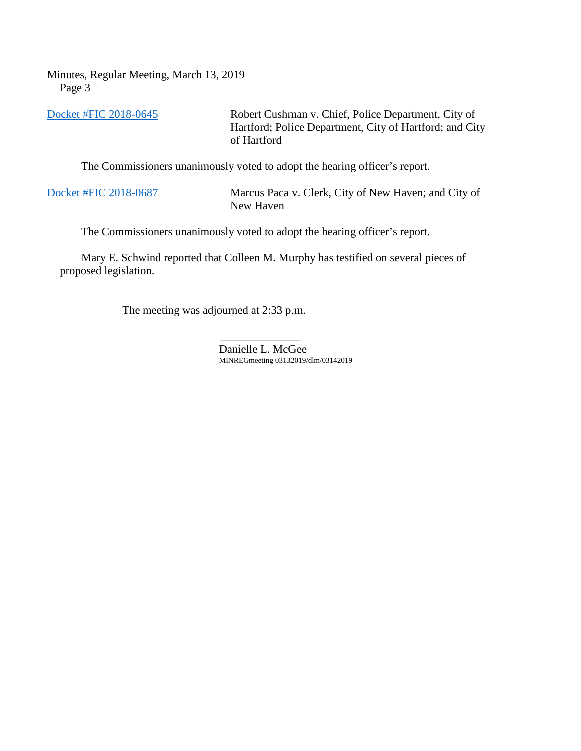Docket #FIC 2018-0645 Robert Cushman v. Chief, Police Department, City of Hartford; Police Department, City of Hartford; and City of Hartford

The Commissioners unanimously voted to adopt the hearing officer's report.

Docket #FIC 2018-0687 Marcus Paca v. Clerk, City of New Haven; and City of New Haven

The Commissioners unanimously voted to adopt the hearing officer's report.

Mary E. Schwind reported that Colleen M. Murphy has testified on several pieces of proposed legislation.

The meeting was adjourned at 2:33 p.m.

______________

Danielle L. McGee

MINREGmeeting 03132019/dlm/03142019